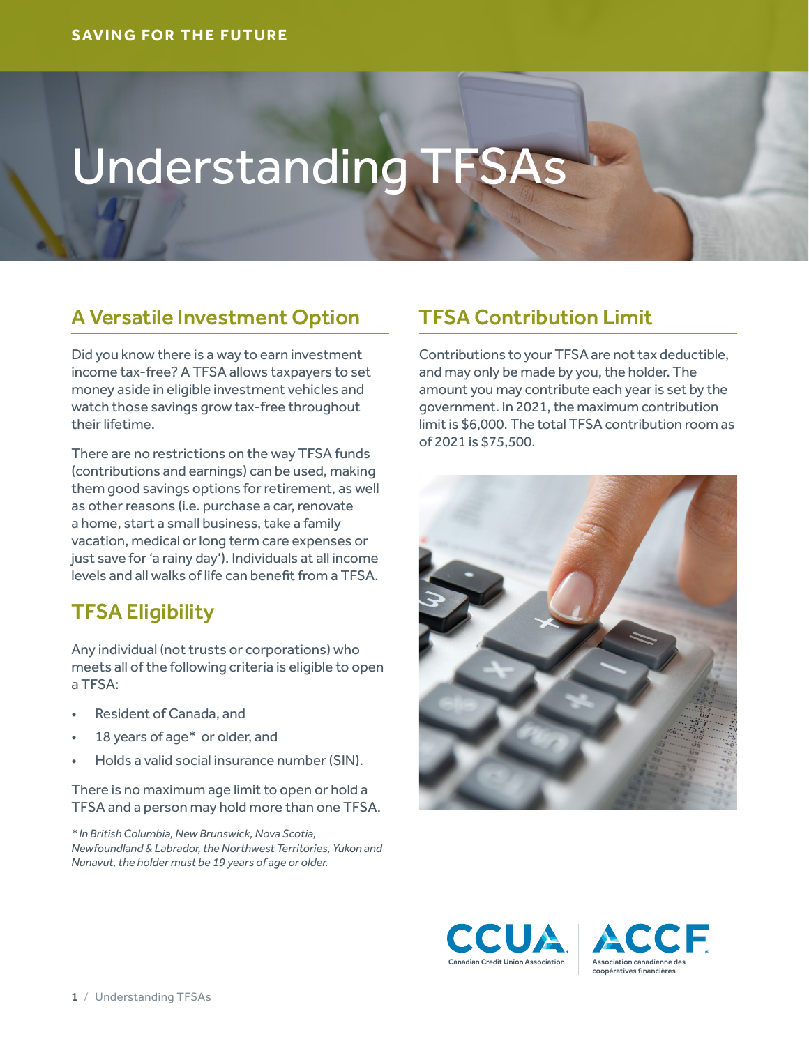SAVING FOR THE FUTURE

# Understanding TFSAs

## A Versatile Investment Option

Did you know there is a way to earn investment income tax-free? A TFSA allows taxpayers to set money aside in eligible investment vehicles and watch those savings grow tax-free throughout their lifetime.

There are no restrictions on the way TFSA funds (contributions and earnings) can be used, making them good savings options for retirement, as well as other reasons (i.e. purchase a car, renovate a home, start a small business, take a family vacation, medical or long term care expenses or just save for 'a rainy day'). Individuals at all income levels and all walks of life can benefit from a TFSA.

## TFSA Eligibility

Any individual (not trusts or corporations) who meets all of the following criteria is eligible to open a TFSA:

- Resident of Canada, and
- 18 years of age* or older, and
- Holds a valid social insurance number (SIN).

There is no maximum age limit to open or hold a TFSA and a person may hold more than one TFSA.

*\* In British Columbia, New Brunswick, Nova Scotia, Newfoundland & Labrador, the Northwest Territories, Yukon and Nunavut, the holder must be 19 years of age or older.*

## TFSA Contribution Limit

Contributions to your TFSA are not tax deductible, and may only be made by you, the holder. The amount you may contribute each year is set by the government. In 2021, the maximum contribution limit is $6,000. The total TFSA contribution room as of 2021 is $75,500.

CCUA Canadian Credit Union Association | ACCF Association canadienne des coopératives financières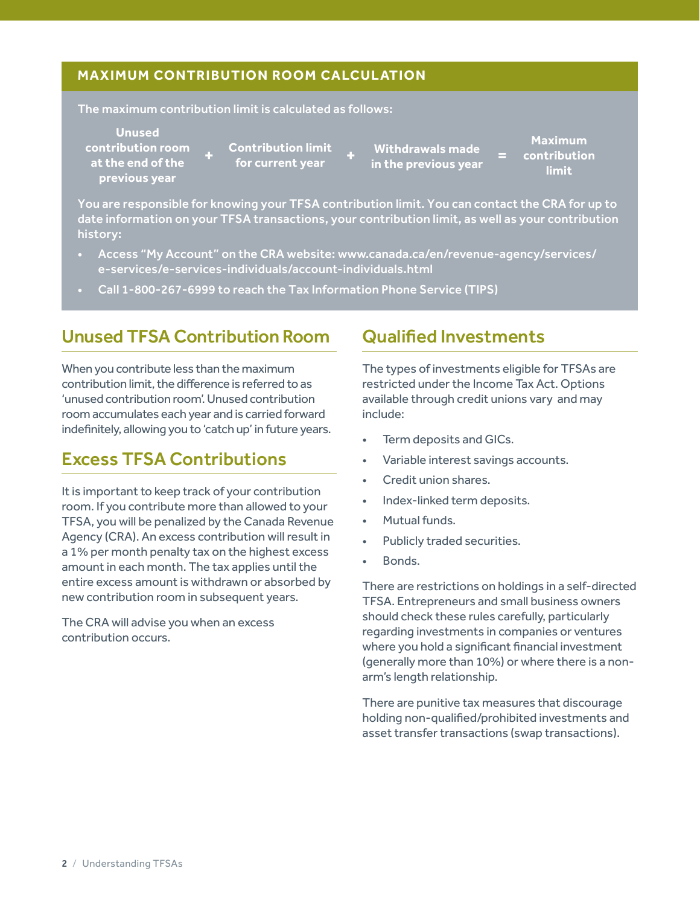## MAXIMUM CONTRIBUTION ROOM CALCULATION

The maximum contribution limit is calculated as follows:

**Unused contribution room at the end of the previous year** + **Contribution limit for current year** + **Withdrawals made in the previous year** = **Maximum contribution limit**

You are responsible for knowing your TFSA contribution limit. You can contact the CRA for up to date information on your TFSA transactions, your contribution limit, as well as your contribution history:

- Access "My Account" on the CRA website: www.canada.ca/en/revenue-agency/services/e-services/e-services-individuals/account-individuals.html
- Call 1-800-267-6999 to reach the Tax Information Phone Service (TIPS)

## Unused TFSA Contribution Room

When you contribute less than the maximum contribution limit, the difference is referred to as 'unused contribution room'. Unused contribution room accumulates each year and is carried forward indefinitely, allowing you to 'catch up' in future years.

## Excess TFSA Contributions

It is important to keep track of your contribution room. If you contribute more than allowed to your TFSA, you will be penalized by the Canada Revenue Agency (CRA). An excess contribution will result in a 1% per month penalty tax on the highest excess amount in each month. The tax applies until the entire excess amount is withdrawn or absorbed by new contribution room in subsequent years.

The CRA will advise you when an excess contribution occurs.

## Qualified Investments

The types of investments eligible for TFSAs are restricted under the Income Tax Act. Options available through credit unions vary and may include:

- Term deposits and GICs.
- Variable interest savings accounts.
- Credit union shares.
- Index-linked term deposits.
- Mutual funds.
- Publicly traded securities.
- Bonds.

There are restrictions on holdings in a self-directed TFSA. Entrepreneurs and small business owners should check these rules carefully, particularly regarding investments in companies or ventures where you hold a significant financial investment (generally more than 10%) or where there is a non-arm's length relationship.

There are punitive tax measures that discourage holding non-qualified/prohibited investments and asset transfer transactions (swap transactions).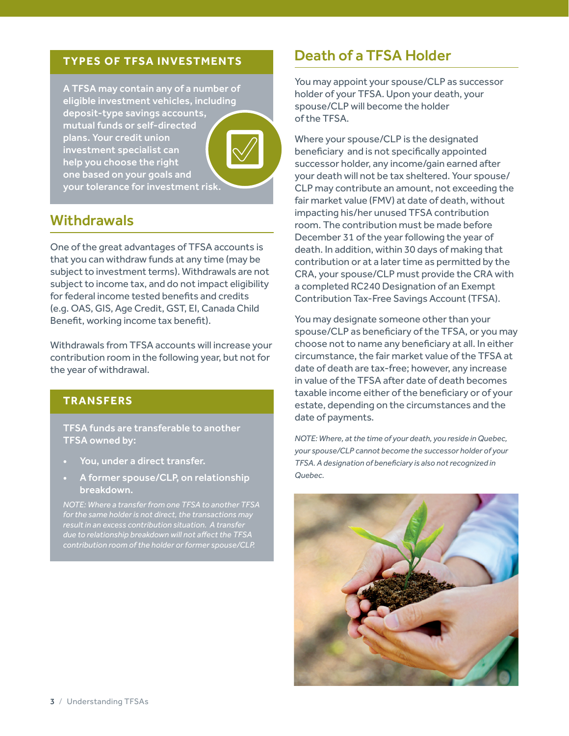## TYPES OF TFSA INVESTMENTS

A TFSA may contain any of a number of eligible investment vehicles, including deposit-type savings accounts, mutual funds or self-directed plans. Your credit union investment specialist can help you choose the right one based on your goals and your tolerance for investment risk.

## Withdrawals

One of the great advantages of TFSA accounts is that you can withdraw funds at any time (may be subject to investment terms). Withdrawals are not subject to income tax, and do not impact eligibility for federal income tested benefits and credits (e.g. OAS, GIS, Age Credit, GST, EI, Canada Child Benefit, working income tax benefit).

Withdrawals from TFSA accounts will increase your contribution room in the following year, but not for the year of withdrawal.

## TRANSFERS

TFSA funds are transferable to another TFSA owned by:

- You, under a direct transfer.
- A former spouse/CLP, on relationship breakdown.

*NOTE: Where a transfer from one TFSA to another TFSA for the same holder is not direct, the transactions may result in an excess contribution situation. A transfer due to relationship breakdown will not affect the TFSA contribution room of the holder or former spouse/CLP.*

## Death of a TFSA Holder

You may appoint your spouse/CLP as successor holder of your TFSA. Upon your death, your spouse/CLP will become the holder of the TFSA.

Where your spouse/CLP is the designated beneficiary and is not specifically appointed successor holder, any income/gain earned after your death will not be tax sheltered. Your spouse/CLP may contribute an amount, not exceeding the fair market value (FMV) at date of death, without impacting his/her unused TFSA contribution room. The contribution must be made before December 31 of the year following the year of death. In addition, within 30 days of making that contribution or at a later time as permitted by the CRA, your spouse/CLP must provide the CRA with a completed RC240 Designation of an Exempt Contribution Tax-Free Savings Account (TFSA).

You may designate someone other than your spouse/CLP as beneficiary of the TFSA, or you may choose not to name any beneficiary at all. In either circumstance, the fair market value of the TFSA at date of death are tax-free; however, any increase in value of the TFSA after date of death becomes taxable income either of the beneficiary or of your estate, depending on the circumstances and the date of payments.

*NOTE: Where, at the time of your death, you reside in Quebec, your spouse/CLP cannot become the successor holder of your TFSA. A designation of beneficiary is also not recognized in Quebec.*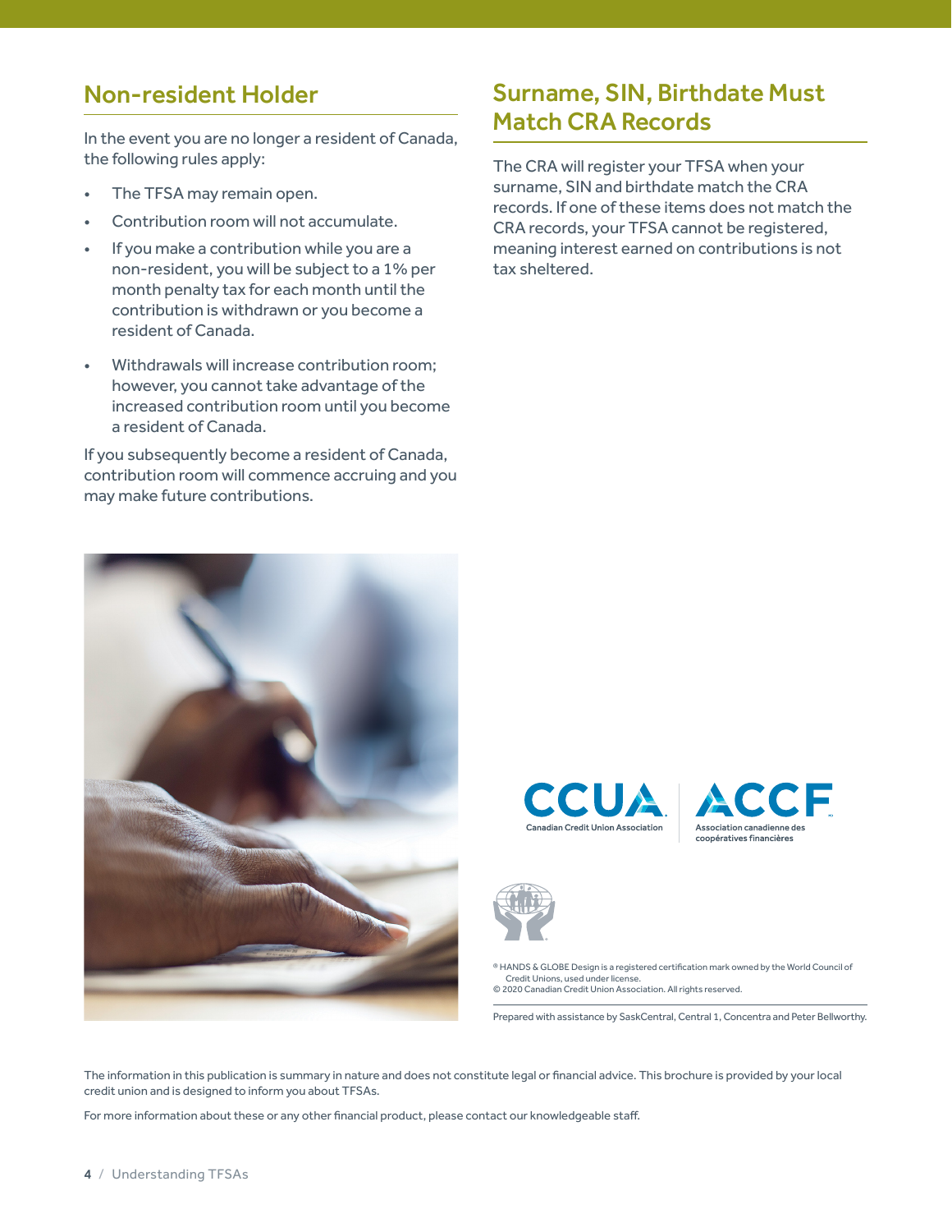## Non-resident Holder

In the event you are no longer a resident of Canada, the following rules apply:

- The TFSA may remain open.
- Contribution room will not accumulate.
- If you make a contribution while you are a non-resident, you will be subject to a 1% per month penalty tax for each month until the contribution is withdrawn or you become a resident of Canada.
- Withdrawals will increase contribution room; however, you cannot take advantage of the increased contribution room until you become a resident of Canada.

If you subsequently become a resident of Canada, contribution room will commence accruing and you may make future contributions.

## Surname, SIN, Birthdate Must Match CRA Records

The CRA will register your TFSA when your surname, SIN and birthdate match the CRA records. If one of these items does not match the CRA records, your TFSA cannot be registered, meaning interest earned on contributions is not tax sheltered.

CCUA Canadian Credit Union Association

ACCF Association canadienne des coopératives financières

® HANDS & GLOBE Design is a registered certification mark owned by the World Council of Credit Unions, used under license.
© 2020 Canadian Credit Union Association. All rights reserved.

Prepared with assistance by SaskCentral, Central 1, Concentra and Peter Bellworthy.

The information in this publication is summary in nature and does not constitute legal or financial advice. This brochure is provided by your local credit union and is designed to inform you about TFSAs.

For more information about these or any other financial product, please contact our knowledgeable staff.